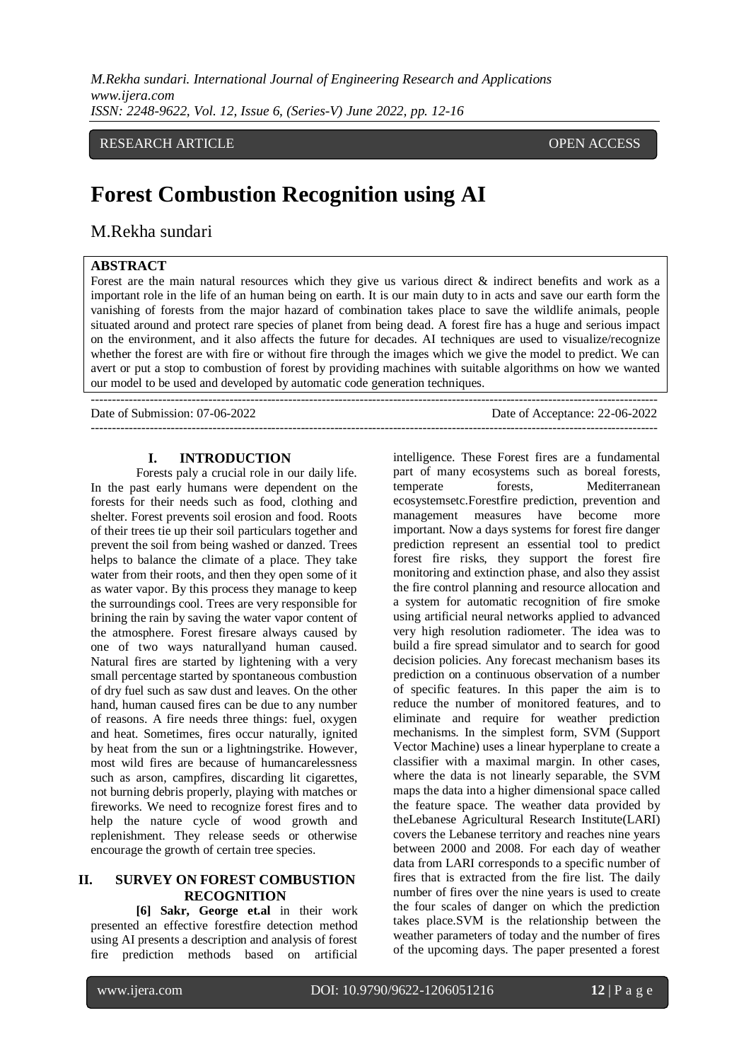RESEARCH ARTICLE OPEN ACCESS

# Forest Combustion Recognition using AI

M.Rekha sundari

**ABSTRACT**

Forest are the main natural resources which they give us various direct & indirect benefits and work as a important role in the life of an human being on earth. It is our main duty to in acts and save our earth form the vanishing of forests from the major hazard of combination takes place to save the wildlife animals, people situated around and protect rare species of planet from being dead. A forest fire has a huge and serious impact on the environment, and it also affects the future for decades. AI techniques are used to visualize/recognize whether the forest are with fire or without fire through the images which we give the model to predict. We can avert or put a stop to combustion of forest by providing machines with suitable algorithms on how we wanted our model to be used and developed by automatic code generation techniques.

---

Date of Submission: 07-06-2022 Date of Acceptance: 22-06-2022

---

## I. INTRODUCTION

Forests paly a crucial role in our daily life. In the past early humans were dependent on the forests for their needs such as food, clothing and shelter. Forest prevents soil erosion and food. Roots of their trees tie up their soil particulars together and prevent the soil from being washed or danzed. Trees helps to balance the climate of a place. They take water from their roots, and then they open some of it as water vapor. By this process they manage to keep the surroundings cool. Trees are very responsible for brining the rain by saving the water vapor content of the atmosphere. Forest firesare always caused by one of two ways naturallyand human caused. Natural fires are started by lightening with a very small percentage started by spontaneous combustion of dry fuel such as saw dust and leaves. On the other hand, human caused fires can be due to any number of reasons. A fire needs three things: fuel, oxygen and heat. Sometimes, fires occur naturally, ignited by heat from the sun or a lightningstrike. However, most wild fires are because of humancarelessness such as arson, campfires, discarding lit cigarettes, not burning debris properly, playing with matches or fireworks. We need to recognize forest fires and to help the nature cycle of wood growth and replenishment. They release seeds or otherwise encourage the growth of certain tree species.

## II. SURVEY ON FOREST COMBUSTION RECOGNITION

**[6] Sakr, George et.al** in their work presented an effective forestfire detection method using AI presents a description and analysis of forest fire prediction methods based on artificial intelligence. These Forest fires are a fundamental part of many ecosystems such as boreal forests, temperate forests, Mediterranean ecosystemsetc.Forestfire prediction, prevention and management measures have become more important. Now a days systems for forest fire danger prediction represent an essential tool to predict forest fire risks, they support the forest fire monitoring and extinction phase, and also they assist the fire control planning and resource allocation and a system for automatic recognition of fire smoke using artificial neural networks applied to advanced very high resolution radiometer. The idea was to build a fire spread simulator and to search for good decision policies. Any forecast mechanism bases its prediction on a continuous observation of a number of specific features. In this paper the aim is to reduce the number of monitored features, and to eliminate and require for weather prediction mechanisms. In the simplest form, SVM (Support Vector Machine) uses a linear hyperplane to create a classifier with a maximal margin. In other cases, where the data is not linearly separable, the SVM maps the data into a higher dimensional space called the feature space. The weather data provided by theLebanese Agricultural Research Institute(LARI) covers the Lebanese territory and reaches nine years between 2000 and 2008. For each day of weather data from LARI corresponds to a specific number of fires that is extracted from the fire list. The daily number of fires over the nine years is used to create the four scales of danger on which the prediction takes place.SVM is the relationship between the weather parameters of today and the number of fires of the upcoming days. The paper presented a forest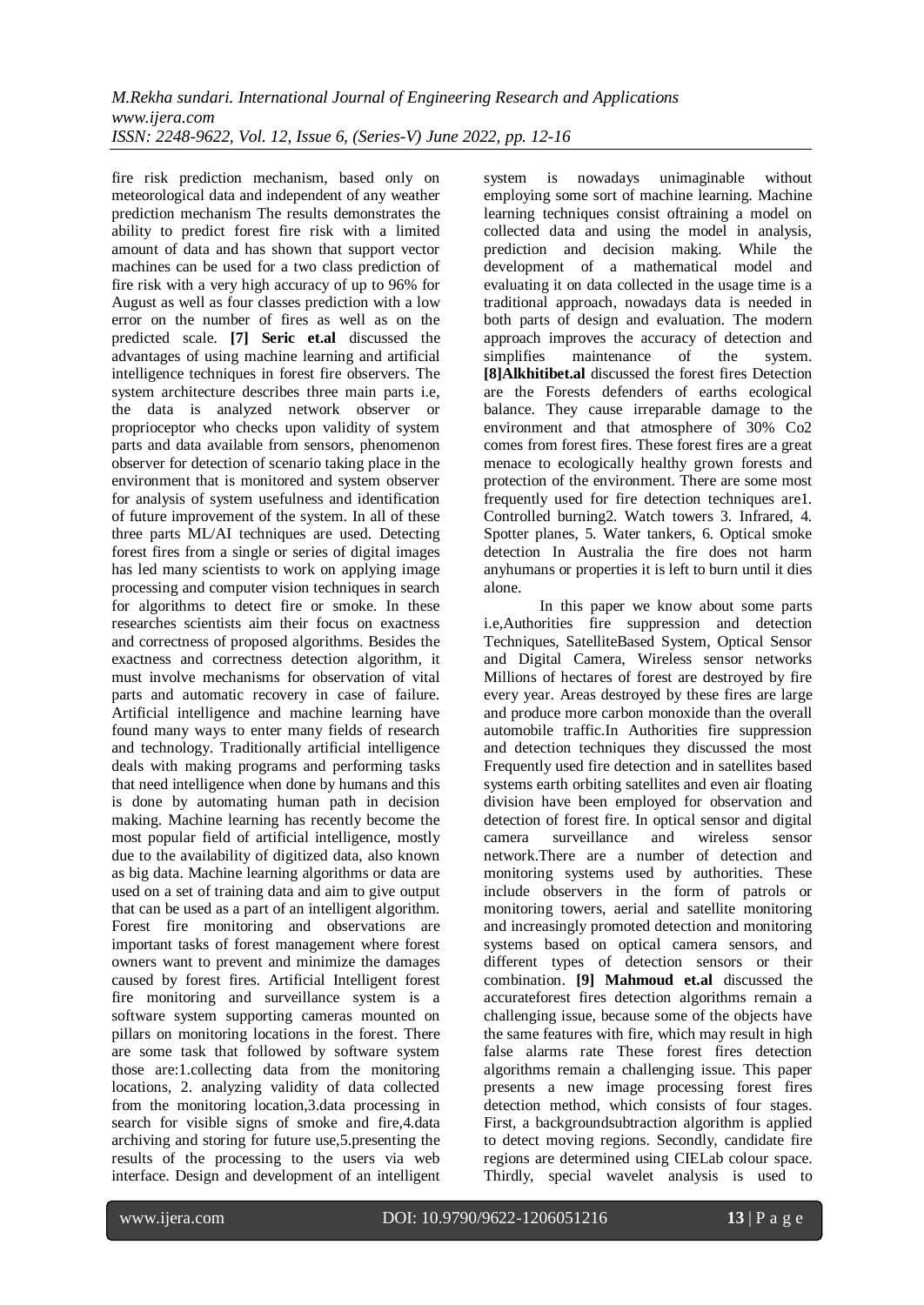fire risk prediction mechanism, based only on meteorological data and independent of any weather prediction mechanism The results demonstrates the ability to predict forest fire risk with a limited amount of data and has shown that support vector machines can be used for a two class prediction of fire risk with a very high accuracy of up to 96% for August as well as four classes prediction with a low error on the number of fires as well as on the predicted scale. **[7] Seric et.al** discussed the advantages of using machine learning and artificial intelligence techniques in forest fire observers. The system architecture describes three main parts i.e, the data is analyzed network observer or proprioceptor who checks upon validity of system parts and data available from sensors, phenomenon observer for detection of scenario taking place in the environment that is monitored and system observer for analysis of system usefulness and identification of future improvement of the system. In all of these three parts ML/AI techniques are used. Detecting forest fires from a single or series of digital images has led many scientists to work on applying image processing and computer vision techniques in search for algorithms to detect fire or smoke. In these researches scientists aim their focus on exactness and correctness of proposed algorithms. Besides the exactness and correctness detection algorithm, it must involve mechanisms for observation of vital parts and automatic recovery in case of failure. Artificial intelligence and machine learning have found many ways to enter many fields of research and technology. Traditionally artificial intelligence deals with making programs and performing tasks that need intelligence when done by humans and this is done by automating human path in decision making. Machine learning has recently become the most popular field of artificial intelligence, mostly due to the availability of digitized data, also known as big data. Machine learning algorithms or data are used on a set of training data and aim to give output that can be used as a part of an intelligent algorithm. Forest fire monitoring and observations are important tasks of forest management where forest owners want to prevent and minimize the damages caused by forest fires. Artificial Intelligent forest fire monitoring and surveillance system is a software system supporting cameras mounted on pillars on monitoring locations in the forest. There are some task that followed by software system those are:1.collecting data from the monitoring locations, 2. analyzing validity of data collected from the monitoring location,3.data processing in search for visible signs of smoke and fire,4.data archiving and storing for future use,5.presenting the results of the processing to the users via web interface. Design and development of an intelligent system is nowadays unimaginable without employing some sort of machine learning. Machine learning techniques consist oftraining a model on collected data and using the model in analysis, prediction and decision making. While the development of a mathematical model and evaluating it on data collected in the usage time is a traditional approach, nowadays data is needed in both parts of design and evaluation. The modern approach improves the accuracy of detection and simplifies maintenance of the system. **[8]Alkhitibet.al** discussed the forest fires Detection are the Forests defenders of earths ecological balance. They cause irreparable damage to the environment and that atmosphere of 30% Co2 comes from forest fires. These forest fires are a great menace to ecologically healthy grown forests and protection of the environment. There are some most frequently used for fire detection techniques are1. Controlled burning2. Watch towers 3. Infrared, 4. Spotter planes, 5. Water tankers, 6. Optical smoke detection In Australia the fire does not harm anyhumans or properties it is left to burn until it dies alone.

In this paper we know about some parts i.e,Authorities fire suppression and detection Techniques, SatelliteBased System, Optical Sensor and Digital Camera, Wireless sensor networks Millions of hectares of forest are destroyed by fire every year. Areas destroyed by these fires are large and produce more carbon monoxide than the overall automobile traffic.In Authorities fire suppression and detection techniques they discussed the most Frequently used fire detection and in satellites based systems earth orbiting satellites and even air floating division have been employed for observation and detection of forest fire. In optical sensor and digital camera surveillance and wireless sensor network.There are a number of detection and monitoring systems used by authorities. These include observers in the form of patrols or monitoring towers, aerial and satellite monitoring and increasingly promoted detection and monitoring systems based on optical camera sensors, and different types of detection sensors or their combination. **[9] Mahmoud et.al** discussed the accurateforest fires detection algorithms remain a challenging issue, because some of the objects have the same features with fire, which may result in high false alarms rate These forest fires detection algorithms remain a challenging issue. This paper presents a new image processing forest fires detection method, which consists of four stages. First, a backgroundsubtraction algorithm is applied to detect moving regions. Secondly, candidate fire regions are determined using CIELab colour space. Thirdly, special wavelet analysis is used to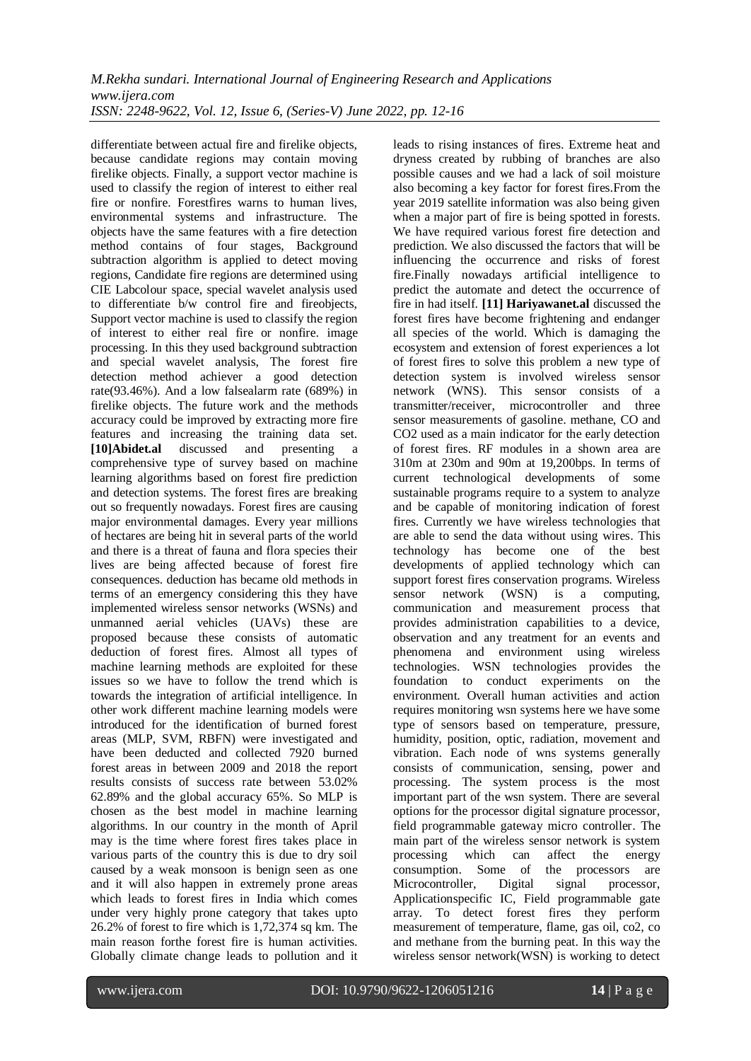differentiate between actual fire and firelike objects, because candidate regions may contain moving firelike objects. Finally, a support vector machine is used to classify the region of interest to either real fire or nonfire. Forestfires warns to human lives, environmental systems and infrastructure. The objects have the same features with a fire detection method contains of four stages, Background subtraction algorithm is applied to detect moving regions, Candidate fire regions are determined using CIE Labcolour space, special wavelet analysis used to differentiate b/w control fire and fireobjects, Support vector machine is used to classify the region of interest to either real fire or nonfire. image processing. In this they used background subtraction and special wavelet analysis, The forest fire detection method achiever a good detection rate(93.46%). And a low falsealarm rate (689%) in firelike objects. The future work and the methods accuracy could be improved by extracting more fire features and increasing the training data set. **[10]Abidet.al** discussed and presenting a comprehensive type of survey based on machine learning algorithms based on forest fire prediction and detection systems. The forest fires are breaking out so frequently nowadays. Forest fires are causing major environmental damages. Every year millions of hectares are being hit in several parts of the world and there is a threat of fauna and flora species their lives are being affected because of forest fire consequences. deduction has became old methods in terms of an emergency considering this they have implemented wireless sensor networks (WSNs) and unmanned aerial vehicles (UAVs) these are proposed because these consists of automatic deduction of forest fires. Almost all types of machine learning methods are exploited for these issues so we have to follow the trend which is towards the integration of artificial intelligence. In other work different machine learning models were introduced for the identification of burned forest areas (MLP, SVM, RBFN) were investigated and have been deducted and collected 7920 burned forest areas in between 2009 and 2018 the report results consists of success rate between 53.02% 62.89% and the global accuracy 65%. So MLP is chosen as the best model in machine learning algorithms. In our country in the month of April may is the time where forest fires takes place in various parts of the country this is due to dry soil caused by a weak monsoon is benign seen as one and it will also happen in extremely prone areas which leads to forest fires in India which comes under very highly prone category that takes upto 26.2% of forest to fire which is 1,72,374 sq km. The main reason forthe forest fire is human activities. Globally climate change leads to pollution and it leads to rising instances of fires. Extreme heat and dryness created by rubbing of branches are also possible causes and we had a lack of soil moisture also becoming a key factor for forest fires.From the year 2019 satellite information was also being given when a major part of fire is being spotted in forests. We have required various forest fire detection and prediction. We also discussed the factors that will be influencing the occurrence and risks of forest fire.Finally nowadays artificial intelligence to predict the automate and detect the occurrence of fire in had itself. **[11] Hariyawanet.al** discussed the forest fires have become frightening and endanger all species of the world. Which is damaging the ecosystem and extension of forest experiences a lot of forest fires to solve this problem a new type of detection system is involved wireless sensor network (WNS). This sensor consists of a transmitter/receiver, microcontroller and three sensor measurements of gasoline. methane, CO and CO2 used as a main indicator for the early detection of forest fires. RF modules in a shown area are 310m at 230m and 90m at 19,200bps. In terms of current technological developments of some sustainable programs require to a system to analyze and be capable of monitoring indication of forest fires. Currently we have wireless technologies that are able to send the data without using wires. This technology has become one of the best developments of applied technology which can support forest fires conservation programs. Wireless sensor network (WSN) is a computing, communication and measurement process that provides administration capabilities to a device, observation and any treatment for an events and phenomena and environment using wireless technologies. WSN technologies provides the foundation to conduct experiments on the environment. Overall human activities and action requires monitoring wsn systems here we have some type of sensors based on temperature, pressure, humidity, position, optic, radiation, movement and vibration. Each node of wns systems generally consists of communication, sensing, power and processing. The system process is the most important part of the wsn system. There are several options for the processor digital signature processor, field programmable gateway micro controller. The main part of the wireless sensor network is system processing which can affect the energy consumption. Some of the processors are Microcontroller, Digital signal processor, Applicationspecific IC, Field programmable gate array. To detect forest fires they perform measurement of temperature, flame, gas oil, co2, co and methane from the burning peat. In this way the wireless sensor network(WSN) is working to detect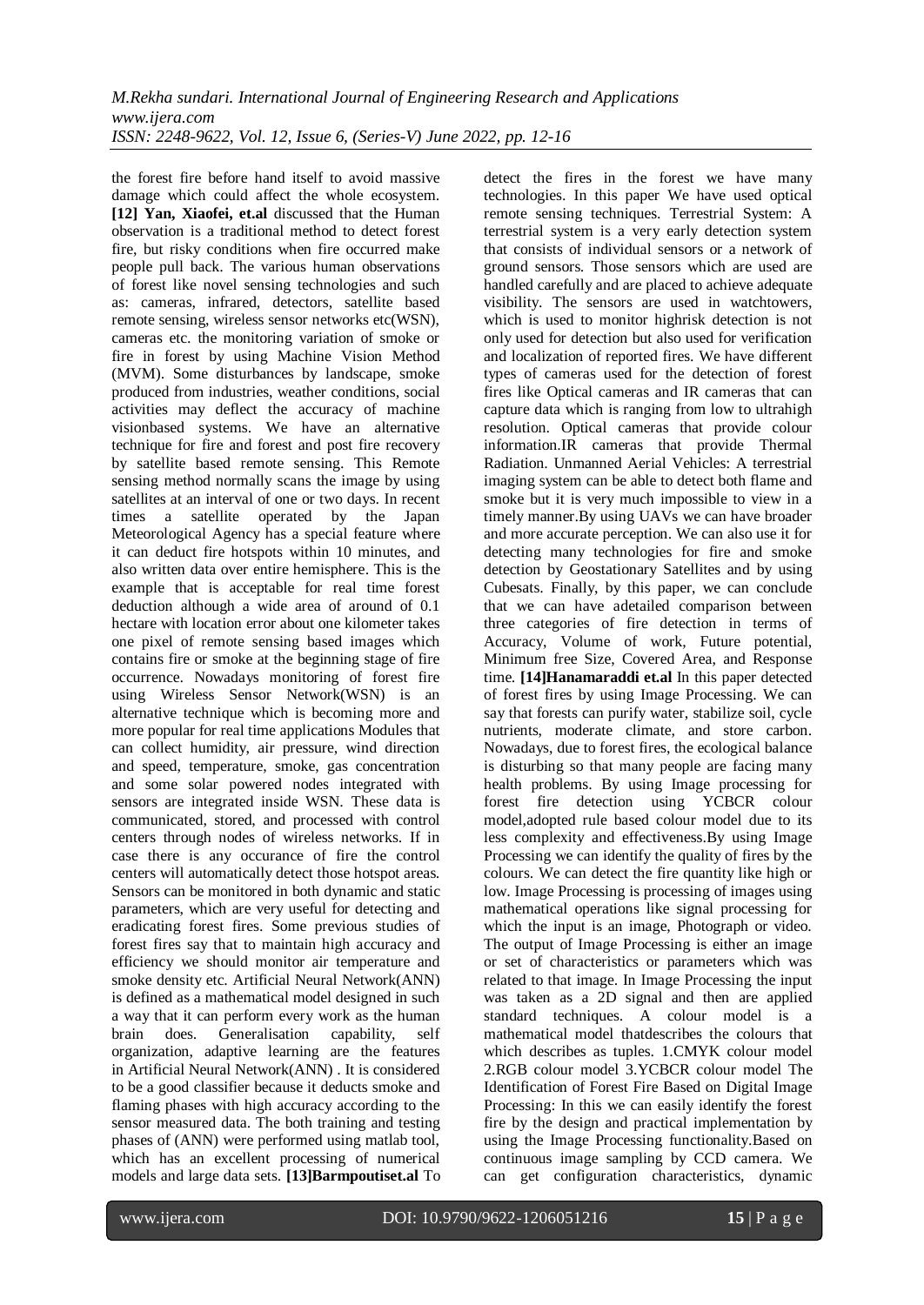the forest fire before hand itself to avoid massive damage which could affect the whole ecosystem. **[12] Yan, Xiaofei, et.al** discussed that the Human observation is a traditional method to detect forest fire, but risky conditions when fire occurred make people pull back. The various human observations of forest like novel sensing technologies and such as: cameras, infrared, detectors, satellite based remote sensing, wireless sensor networks etc(WSN), cameras etc. the monitoring variation of smoke or fire in forest by using Machine Vision Method (MVM). Some disturbances by landscape, smoke produced from industries, weather conditions, social activities may deflect the accuracy of machine visionbased systems. We have an alternative technique for fire and forest and post fire recovery by satellite based remote sensing. This Remote sensing method normally scans the image by using satellites at an interval of one or two days. In recent times a satellite operated by the Japan Meteorological Agency has a special feature where it can deduct fire hotspots within 10 minutes, and also written data over entire hemisphere. This is the example that is acceptable for real time forest deduction although a wide area of around of 0.1 hectare with location error about one kilometer takes one pixel of remote sensing based images which contains fire or smoke at the beginning stage of fire occurrence. Nowadays monitoring of forest fire using Wireless Sensor Network(WSN) is an alternative technique which is becoming more and more popular for real time applications Modules that can collect humidity, air pressure, wind direction and speed, temperature, smoke, gas concentration and some solar powered nodes integrated with sensors are integrated inside WSN. These data is communicated, stored, and processed with control centers through nodes of wireless networks. If in case there is any occurance of fire the control centers will automatically detect those hotspot areas. Sensors can be monitored in both dynamic and static parameters, which are very useful for detecting and eradicating forest fires. Some previous studies of forest fires say that to maintain high accuracy and efficiency we should monitor air temperature and smoke density etc. Artificial Neural Network(ANN) is defined as a mathematical model designed in such a way that it can perform every work as the human brain does. Generalisation capability, self organization, adaptive learning are the features in Artificial Neural Network(ANN) . It is considered to be a good classifier because it deducts smoke and flaming phases with high accuracy according to the sensor measured data. The both training and testing phases of (ANN) were performed using matlab tool, which has an excellent processing of numerical models and large data sets. **[13]Barmpoutiset.al** To detect the fires in the forest we have many technologies. In this paper We have used optical remote sensing techniques. Terrestrial System: A terrestrial system is a very early detection system that consists of individual sensors or a network of ground sensors. Those sensors which are used are handled carefully and are placed to achieve adequate visibility. The sensors are used in watchtowers, which is used to monitor highrisk detection is not only used for detection but also used for verification and localization of reported fires. We have different types of cameras used for the detection of forest fires like Optical cameras and IR cameras that can capture data which is ranging from low to ultrahigh resolution. Optical cameras that provide colour information.IR cameras that provide Thermal Radiation. Unmanned Aerial Vehicles: A terrestrial imaging system can be able to detect both flame and smoke but it is very much impossible to view in a timely manner.By using UAVs we can have broader and more accurate perception. We can also use it for detecting many technologies for fire and smoke detection by Geostationary Satellites and by using Cubesats. Finally, by this paper, we can conclude that we can have adetailed comparison between three categories of fire detection in terms of Accuracy, Volume of work, Future potential, Minimum free Size, Covered Area, and Response time. **[14]Hanamaraddi et.al** In this paper detected of forest fires by using Image Processing. We can say that forests can purify water, stabilize soil, cycle nutrients, moderate climate, and store carbon. Nowadays, due to forest fires, the ecological balance is disturbing so that many people are facing many health problems. By using Image processing for forest fire detection using YCBCR colour model,adopted rule based colour model due to its less complexity and effectiveness.By using Image Processing we can identify the quality of fires by the colours. We can detect the fire quantity like high or low. Image Processing is processing of images using mathematical operations like signal processing for which the input is an image, Photograph or video. The output of Image Processing is either an image or set of characteristics or parameters which was related to that image. In Image Processing the input was taken as a 2D signal and then are applied standard techniques. A colour model is a mathematical model thatdescribes the colours that which describes as tuples. 1.CMYK colour model 2.RGB colour model 3.YCBCR colour model The Identification of Forest Fire Based on Digital Image Processing: In this we can easily identify the forest fire by the design and practical implementation by using the Image Processing functionality.Based on continuous image sampling by CCD camera. We can get configuration characteristics, dynamic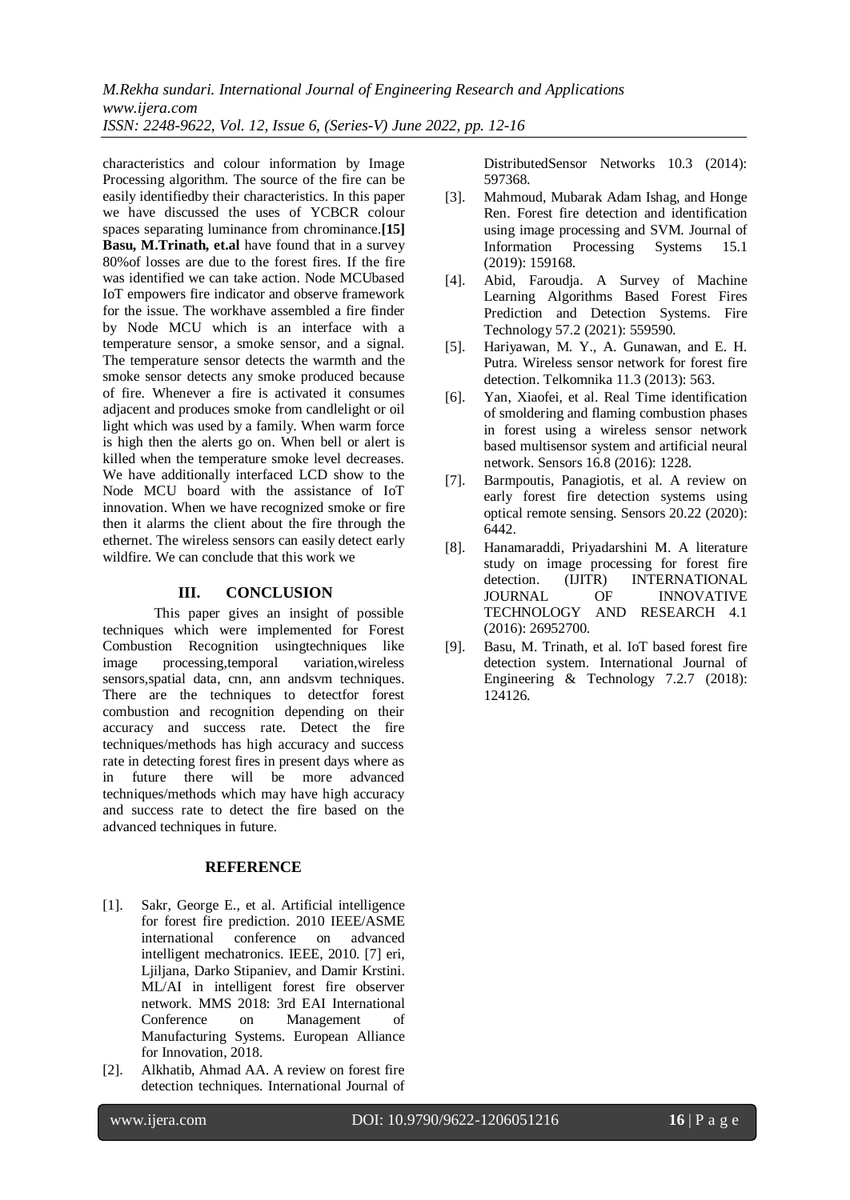characteristics and colour information by Image Processing algorithm. The source of the fire can be easily identifiedby their characteristics. In this paper we have discussed the uses of YCBCR colour spaces separating luminance from chrominance.**[15] Basu, M.Trinath, et.al** have found that in a survey 80%of losses are due to the forest fires. If the fire was identified we can take action. Node MCUbased IoT empowers fire indicator and observe framework for the issue. The workhave assembled a fire finder by Node MCU which is an interface with a temperature sensor, a smoke sensor, and a signal. The temperature sensor detects the warmth and the smoke sensor detects any smoke produced because of fire. Whenever a fire is activated it consumes adjacent and produces smoke from candlelight or oil light which was used by a family. When warm force is high then the alerts go on. When bell or alert is killed when the temperature smoke level decreases. We have additionally interfaced LCD show to the Node MCU board with the assistance of IoT innovation. When we have recognized smoke or fire then it alarms the client about the fire through the ethernet. The wireless sensors can easily detect early wildfire. We can conclude that this work we

## III. CONCLUSION

This paper gives an insight of possible techniques which were implemented for Forest Combustion Recognition usingtechniques like image processing,temporal variation,wireless sensors,spatial data, cnn, ann andsvm techniques. There are the techniques to detectfor forest combustion and recognition depending on their accuracy and success rate. Detect the fire techniques/methods has high accuracy and success rate in detecting forest fires in present days where as in future there will be more advanced techniques/methods which may have high accuracy and success rate to detect the fire based on the advanced techniques in future.

## REFERENCE

[1]. Sakr, George E., et al. Artificial intelligence for forest fire prediction. 2010 IEEE/ASME international conference on advanced intelligent mechatronics. IEEE, 2010. [7] eri, Ljiljana, Darko Stipaniev, and Damir Krstini. ML/AI in intelligent forest fire observer network. MMS 2018: 3rd EAI International Conference on Management of Manufacturing Systems. European Alliance for Innovation, 2018.

[2]. Alkhatib, Ahmad AA. A review on forest fire detection techniques. International Journal of DistributedSensor Networks 10.3 (2014): 597368.

[3]. Mahmoud, Mubarak Adam Ishag, and Honge Ren. Forest fire detection and identification using image processing and SVM. Journal of Information Processing Systems 15.1 (2019): 159168.

[4]. Abid, Faroudja. A Survey of Machine Learning Algorithms Based Forest Fires Prediction and Detection Systems. Fire Technology 57.2 (2021): 559590.

[5]. Hariyawan, M. Y., A. Gunawan, and E. H. Putra. Wireless sensor network for forest fire detection. Telkomnika 11.3 (2013): 563.

[6]. Yan, Xiaofei, et al. Real Time identification of smoldering and flaming combustion phases in forest using a wireless sensor network based multisensor system and artificial neural network. Sensors 16.8 (2016): 1228.

[7]. Barmpoutis, Panagiotis, et al. A review on early forest fire detection systems using optical remote sensing. Sensors 20.22 (2020): 6442.

[8]. Hanamaraddi, Priyadarshini M. A literature study on image processing for forest fire detection. (IJITR) INTERNATIONAL JOURNAL OF INNOVATIVE TECHNOLOGY AND RESEARCH 4.1 (2016): 26952700.

[9]. Basu, M. Trinath, et al. IoT based forest fire detection system. International Journal of Engineering & Technology 7.2.7 (2018): 124126.